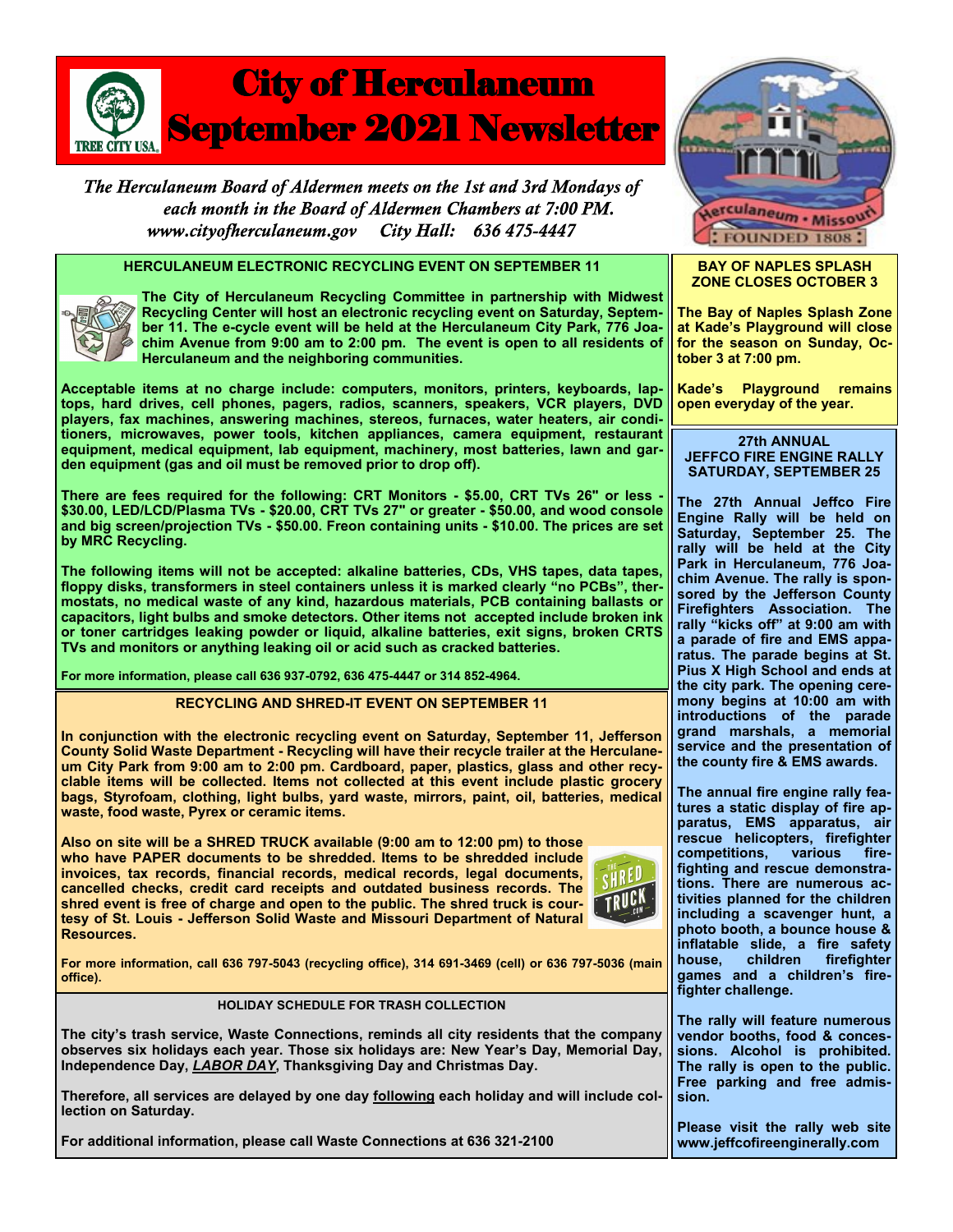# City of Herculaneum September 2021 Newsletter

*The Herculaneum Board of Aldermen meets on the 1st and 3rd Mondays of each month in the Board of Aldermen Chambers at 7:00 PM.*
*www.cityofherculaneum.gov     City Hall:   636 475-4447*

## HERCULANEUM ELECTRONIC RECYCLING EVENT ON SEPTEMBER 11

**The City of Herculaneum Recycling Committee in partnership with Midwest Recycling Center will host an electronic recycling event on Saturday, September 11. The e-cycle event will be held at the Herculaneum City Park, 776 Joachim Avenue from 9:00 am to 2:00 pm. The event is open to all residents of Herculaneum and the neighboring communities.**

**Acceptable items at no charge include: computers, monitors, printers, keyboards, laptops, hard drives, cell phones, pagers, radios, scanners, speakers, VCR players, DVD players, fax machines, answering machines, stereos, furnaces, water heaters, air conditioners, microwaves, power tools, kitchen appliances, camera equipment, restaurant equipment, medical equipment, lab equipment, machinery, most batteries, lawn and garden equipment (gas and oil must be removed prior to drop off).**

**There are fees required for the following: CRT Monitors - $5.00, CRT TVs 26" or less - $30.00, LED/LCD/Plasma TVs - $20.00, CRT TVs 27" or greater - $50.00, and wood console and big screen/projection TVs - $50.00. Freon containing units - $10.00. The prices are set by MRC Recycling.**

**The following items will not be accepted: alkaline batteries, CDs, VHS tapes, data tapes, floppy disks, transformers in steel containers unless it is marked clearly "no PCBs", thermostats, no medical waste of any kind, hazardous materials, PCB containing ballasts or capacitors, light bulbs and smoke detectors. Other items not accepted include broken ink or toner cartridges leaking powder or liquid, alkaline batteries, exit signs, broken CRTS TVs and monitors or anything leaking oil or acid such as cracked batteries.**

**For more information, please call 636 937-0792, 636 475-4447 or 314 852-4964.**

## RECYCLING AND SHRED-IT EVENT ON SEPTEMBER 11

**In conjunction with the electronic recycling event on Saturday, September 11, Jefferson County Solid Waste Department - Recycling will have their recycle trailer at the Herculaneum City Park from 9:00 am to 2:00 pm. Cardboard, paper, plastics, glass and other recyclable items will be collected. Items not collected at this event include plastic grocery bags, Styrofoam, clothing, light bulbs, yard waste, mirrors, paint, oil, batteries, medical waste, food waste, Pyrex or ceramic items.**

**Also on site will be a SHRED TRUCK available (9:00 am to 12:00 pm) to those who have PAPER documents to be shredded. Items to be shredded include invoices, tax records, financial records, medical records, legal documents, cancelled checks, credit card receipts and outdated business records. The shred event is free of charge and open to the public. The shred truck is courtesy of St. Louis - Jefferson Solid Waste and Missouri Department of Natural Resources.**

**For more information, call 636 797-5043 (recycling office), 314 691-3469 (cell) or 636 797-5036 (main office).**

## HOLIDAY SCHEDULE FOR TRASH COLLECTION

**The city's trash service, Waste Connections, reminds all city residents that the company observes six holidays each year. Those six holidays are: New Year's Day, Memorial Day, Independence Day, *LABOR DAY*, Thanksgiving Day and Christmas Day.**

**Therefore, all services are delayed by one day following each holiday and will include collection on Saturday.**

**For additional information, please call Waste Connections at 636 321-2100**

## BAY OF NAPLES SPLASH ZONE CLOSES OCTOBER 3

**The Bay of Naples Splash Zone at Kade's Playground will close for the season on Sunday, October 3 at 7:00 pm.**

**Kade's Playground remains open everyday of the year.**

## 27th ANNUAL JEFFCO FIRE ENGINE RALLY SATURDAY, SEPTEMBER 25

**The 27th Annual Jeffco Fire Engine Rally will be held on Saturday, September 25. The rally will be held at the City Park in Herculaneum, 776 Joachim Avenue. The rally is sponsored by the Jefferson County Firefighters Association. The rally "kicks off" at 9:00 am with a parade of fire and EMS apparatus. The parade begins at St. Pius X High School and ends at the city park. The opening ceremony begins at 10:00 am with introductions of the parade grand marshals, a memorial service and the presentation of the county fire & EMS awards.**

**The annual fire engine rally features a static display of fire apparatus, EMS apparatus, air rescue helicopters, firefighter competitions, various firefighting and rescue demonstrations. There are numerous activities planned for the children including a scavenger hunt, a photo booth, a bounce house & inflatable slide, a fire safety house, children firefighter games and a children's firefighter challenge.**

**The rally will feature numerous vendor booths, food & concessions. Alcohol is prohibited. The rally is open to the public. Free parking and free admission.**

**Please visit the rally web site www.jeffcofireenginerally.com**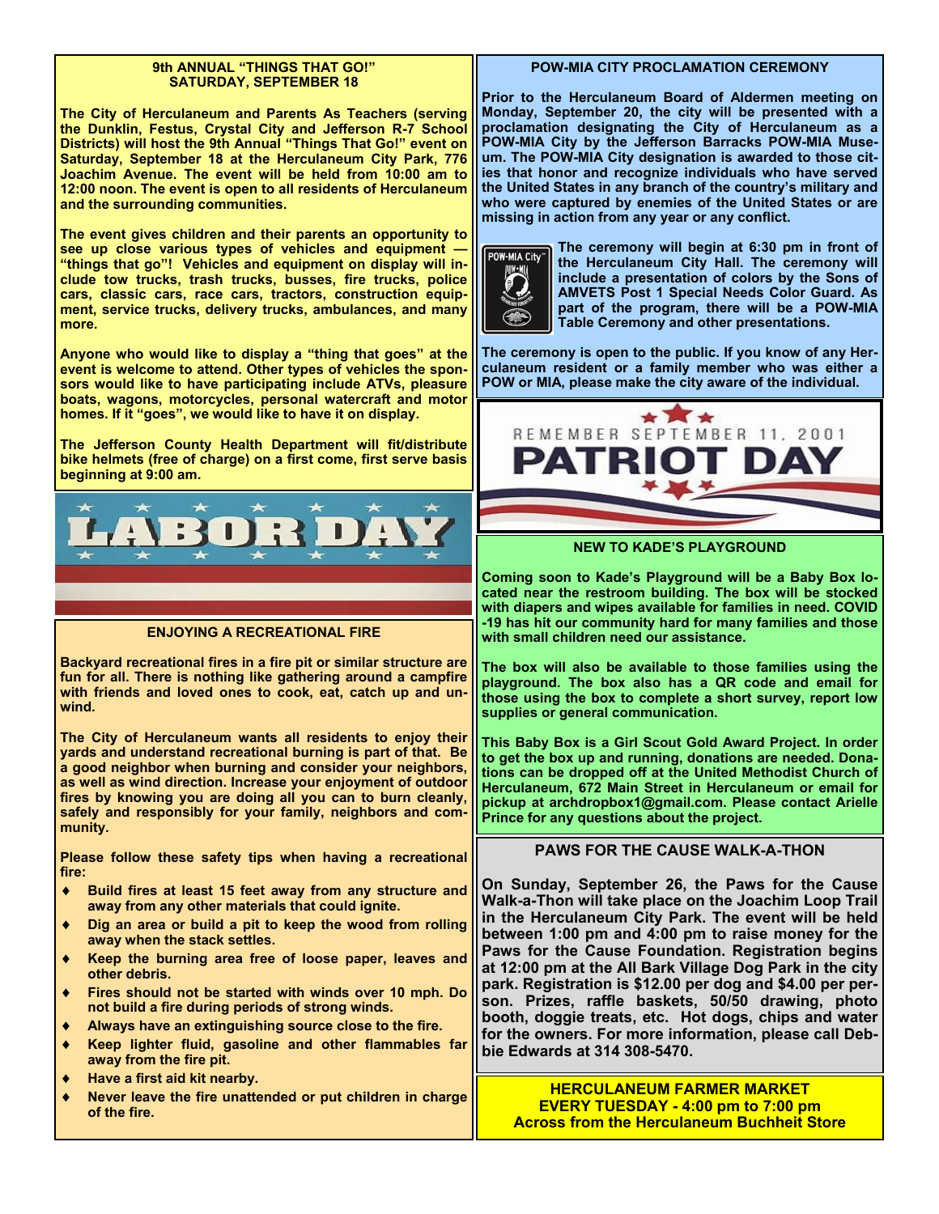## 9th ANNUAL "THINGS THAT GO!" SATURDAY, SEPTEMBER 18

**The City of Herculaneum and Parents As Teachers (serving the Dunklin, Festus, Crystal City and Jefferson R-7 School Districts) will host the 9th Annual "Things That Go!" event on Saturday, September 18 at the Herculaneum City Park, 776 Joachim Avenue. The event will be held from 10:00 am to 12:00 noon. The event is open to all residents of Herculaneum and the surrounding communities.**

**The event gives children and their parents an opportunity to see up close various types of vehicles and equipment — "things that go"! Vehicles and equipment on display will include tow trucks, trash trucks, busses, fire trucks, police cars, classic cars, race cars, tractors, construction equipment, service trucks, delivery trucks, ambulances, and many more.**

**Anyone who would like to display a "thing that goes" at the event is welcome to attend. Other types of vehicles the sponsors would like to have participating include ATVs, pleasure boats, wagons, motorcycles, personal watercraft and motor homes. If it "goes", we would like to have it on display.**

**The Jefferson County Health Department will fit/distribute bike helmets (free of charge) on a first come, first serve basis beginning at 9:00 am.**

LABOR DAY

## ENJOYING A RECREATIONAL FIRE

**Backyard recreational fires in a fire pit or similar structure are fun for all. There is nothing like gathering around a campfire with friends and loved ones to cook, eat, catch up and unwind.**

**The City of Herculaneum wants all residents to enjoy their yards and understand recreational burning is part of that. Be a good neighbor when burning and consider your neighbors, as well as wind direction. Increase your enjoyment of outdoor fires by knowing you are doing all you can to burn cleanly, safely and responsibly for your family, neighbors and community.**

**Please follow these safety tips when having a recreational fire:**

- **Build fires at least 15 feet away from any structure and away from any other materials that could ignite.**
- **Dig an area or build a pit to keep the wood from rolling away when the stack settles.**
- **Keep the burning area free of loose paper, leaves and other debris.**
- **Fires should not be started with winds over 10 mph. Do not build a fire during periods of strong winds.**
- **Always have an extinguishing source close to the fire.**
- **Keep lighter fluid, gasoline and other flammables far away from the fire pit.**
- **Have a first aid kit nearby.**
- **Never leave the fire unattended or put children in charge of the fire.**

## POW-MIA CITY PROCLAMATION CEREMONY

**Prior to the Herculaneum Board of Aldermen meeting on Monday, September 20, the city will be presented with a proclamation designating the City of Herculaneum as a POW-MIA City by the Jefferson Barracks POW-MIA Museum. The POW-MIA City designation is awarded to those cities that honor and recognize individuals who have served the United States in any branch of the country's military and who were captured by enemies of the United States or are missing in action from any year or any conflict.**

**The ceremony will begin at 6:30 pm in front of the Herculaneum City Hall. The ceremony will include a presentation of colors by the Sons of AMVETS Post 1 Special Needs Color Guard. As part of the program, there will be a POW-MIA Table Ceremony and other presentations.**

**The ceremony is open to the public. If you know of any Herculaneum resident or a family member who was either a POW or MIA, please make the city aware of the individual.**

REMEMBER SEPTEMBER 11, 2001
PATRIOT DAY

## NEW TO KADE'S PLAYGROUND

**Coming soon to Kade's Playground will be a Baby Box located near the restroom building. The box will be stocked with diapers and wipes available for families in need. COVID-19 has hit our community hard for many families and those with small children need our assistance.**

**The box will also be available to those families using the playground. The box also has a QR code and email for those using the box to complete a short survey, report low supplies or general communication.**

**This Baby Box is a Girl Scout Gold Award Project. In order to get the box up and running, donations are needed. Donations can be dropped off at the United Methodist Church of Herculaneum, 672 Main Street in Herculaneum or email for pickup at archdropbox1@gmail.com. Please contact Arielle Prince for any questions about the project.**

## PAWS FOR THE CAUSE WALK-A-THON

**On Sunday, September 26, the Paws for the Cause Walk-a-Thon will take place on the Joachim Loop Trail in the Herculaneum City Park. The event will be held between 1:00 pm and 4:00 pm to raise money for the Paws for the Cause Foundation. Registration begins at 12:00 pm at the All Bark Village Dog Park in the city park. Registration is $12.00 per dog and $4.00 per person. Prizes, raffle baskets, 50/50 drawing, photo booth, doggie treats, etc. Hot dogs, chips and water for the owners. For more information, please call Debbie Edwards at 314 308-5470.**

## HERCULANEUM FARMER MARKET
## EVERY TUESDAY - 4:00 pm to 7:00 pm
## Across from the Herculaneum Buchheit Store